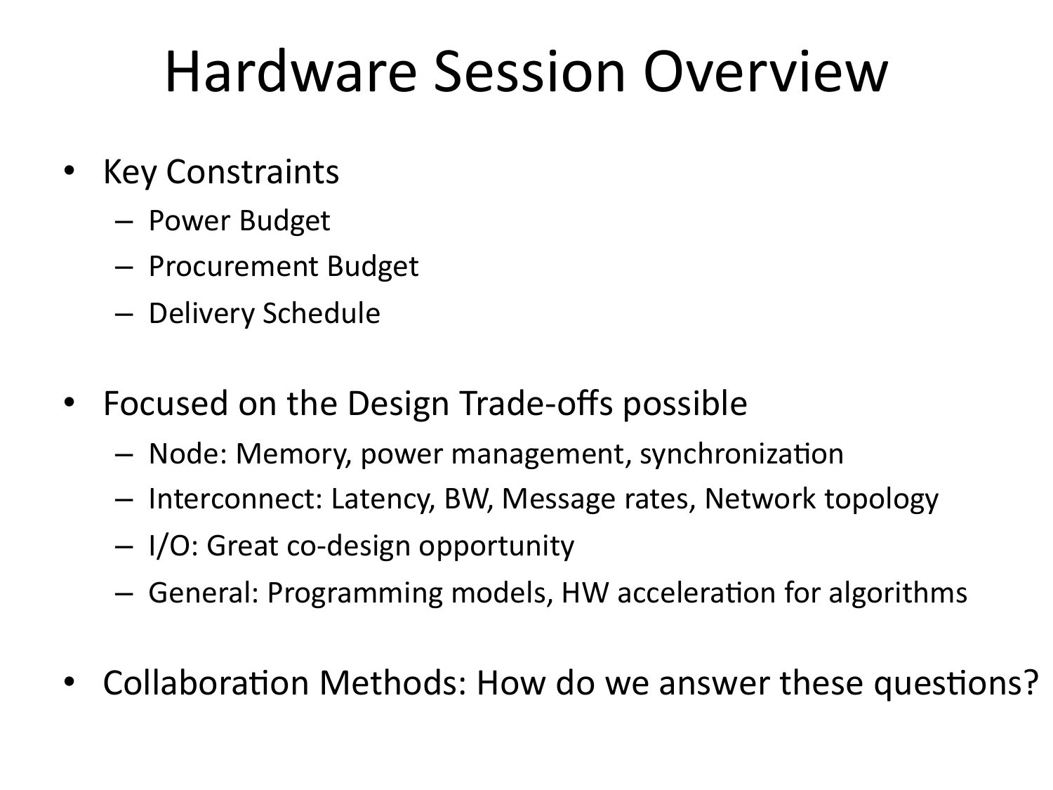# Hardware Session Overview

- Key Constraints
  - Power Budget
  - Procurement Budget
  - Delivery Schedule
- Focused on the Design Trade-offs possible
  - Node: Memory, power management, synchronization
  - Interconnect: Latency, BW, Message rates, Network topology
  - I/O: Great co-design opportunity
  - General: Programming models, HW acceleration for algorithms
- Collaboration Methods: How do we answer these questions?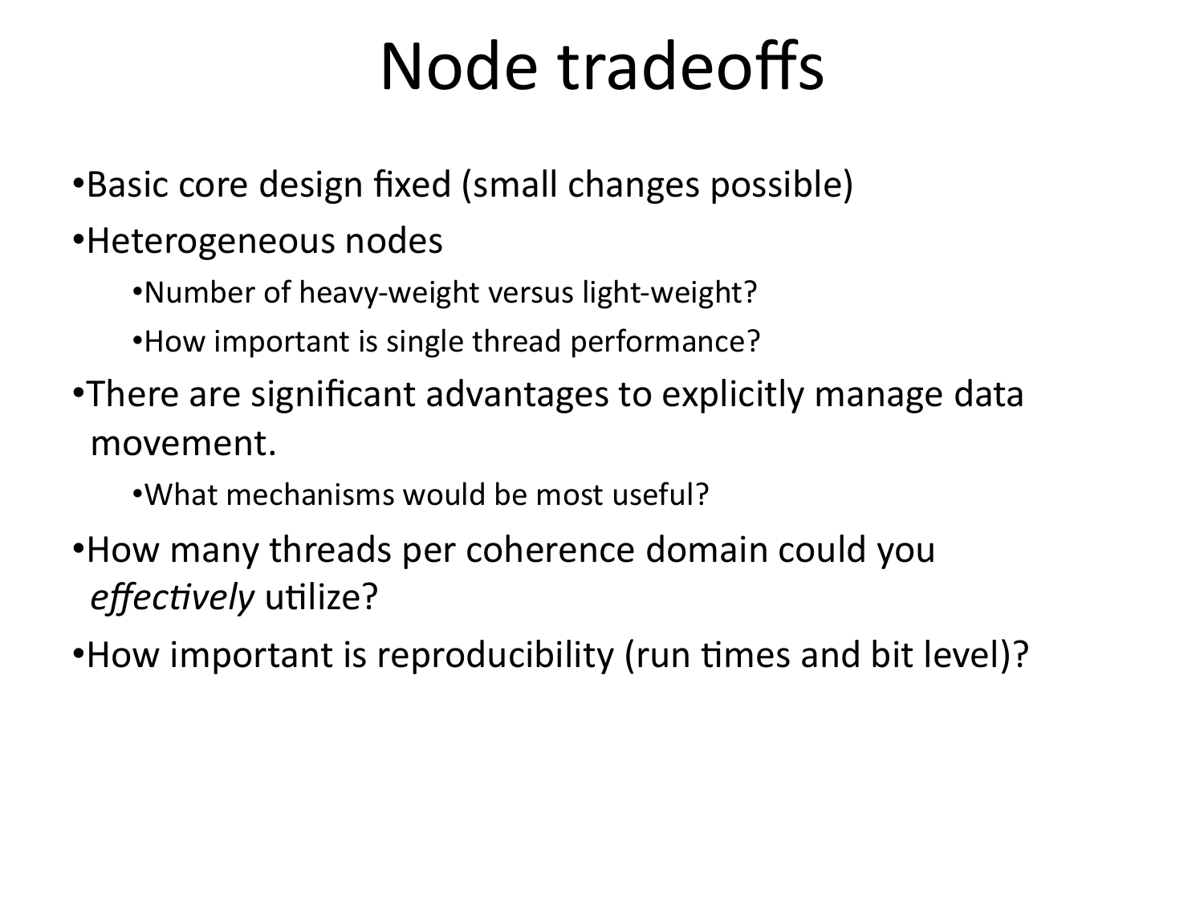# Node tradeoffs

- Basic core design fixed (small changes possible)
- Heterogeneous nodes
  - Number of heavy-weight versus light-weight?
  - How important is single thread performance?
- There are significant advantages to explicitly manage data movement.
  - What mechanisms would be most useful?
- How many threads per coherence domain could you *effectively* utilize?
- How important is reproducibility (run times and bit level)?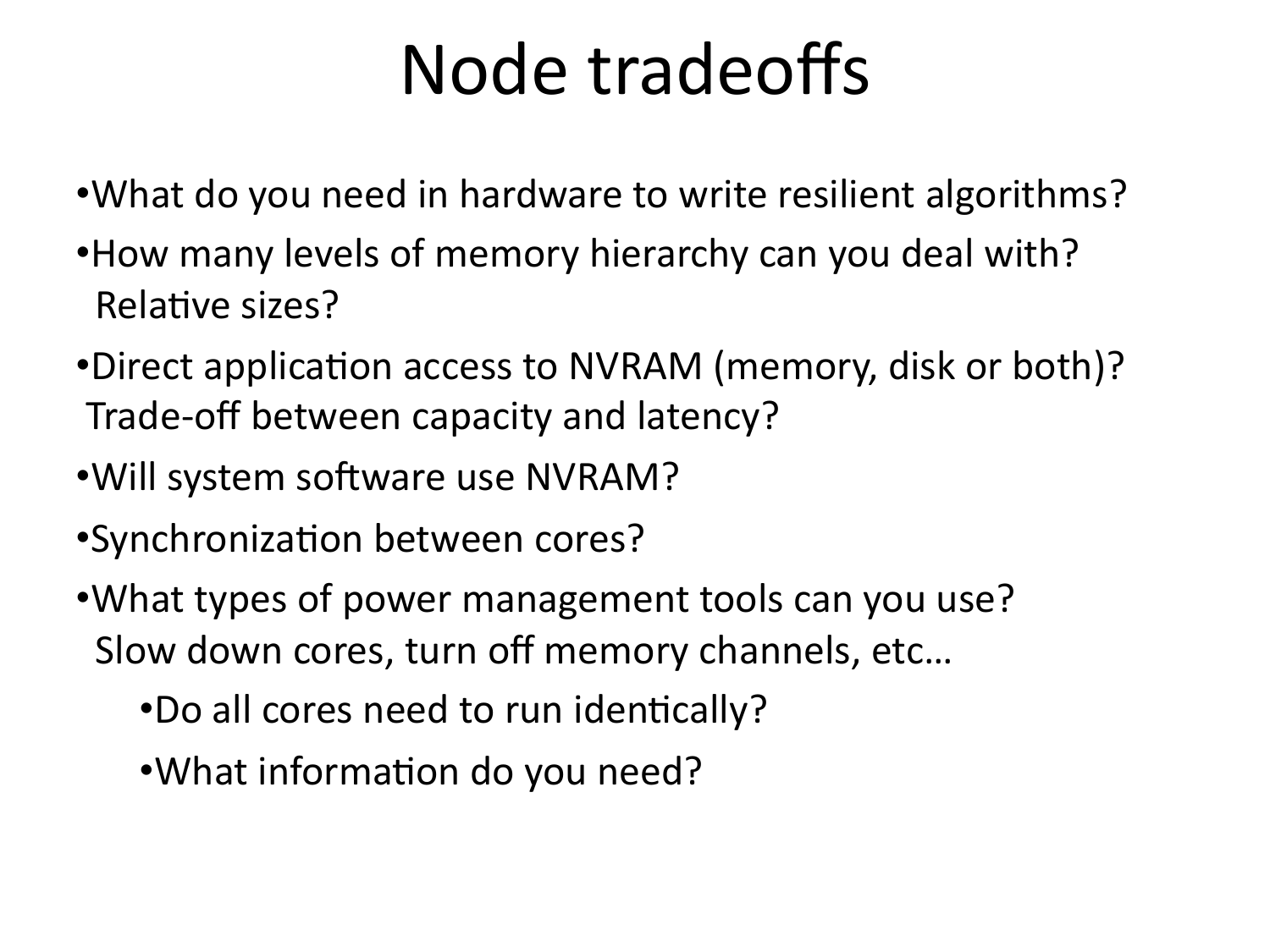# Node tradeoffs

- What do you need in hardware to write resilient algorithms?
- How many levels of memory hierarchy can you deal with? Relative sizes?
- Direct application access to NVRAM (memory, disk or both)? Trade-off between capacity and latency?
- Will system software use NVRAM?
- Synchronization between cores?
- What types of power management tools can you use? Slow down cores, turn off memory channels, etc…
  - Do all cores need to run identically?
  - What information do you need?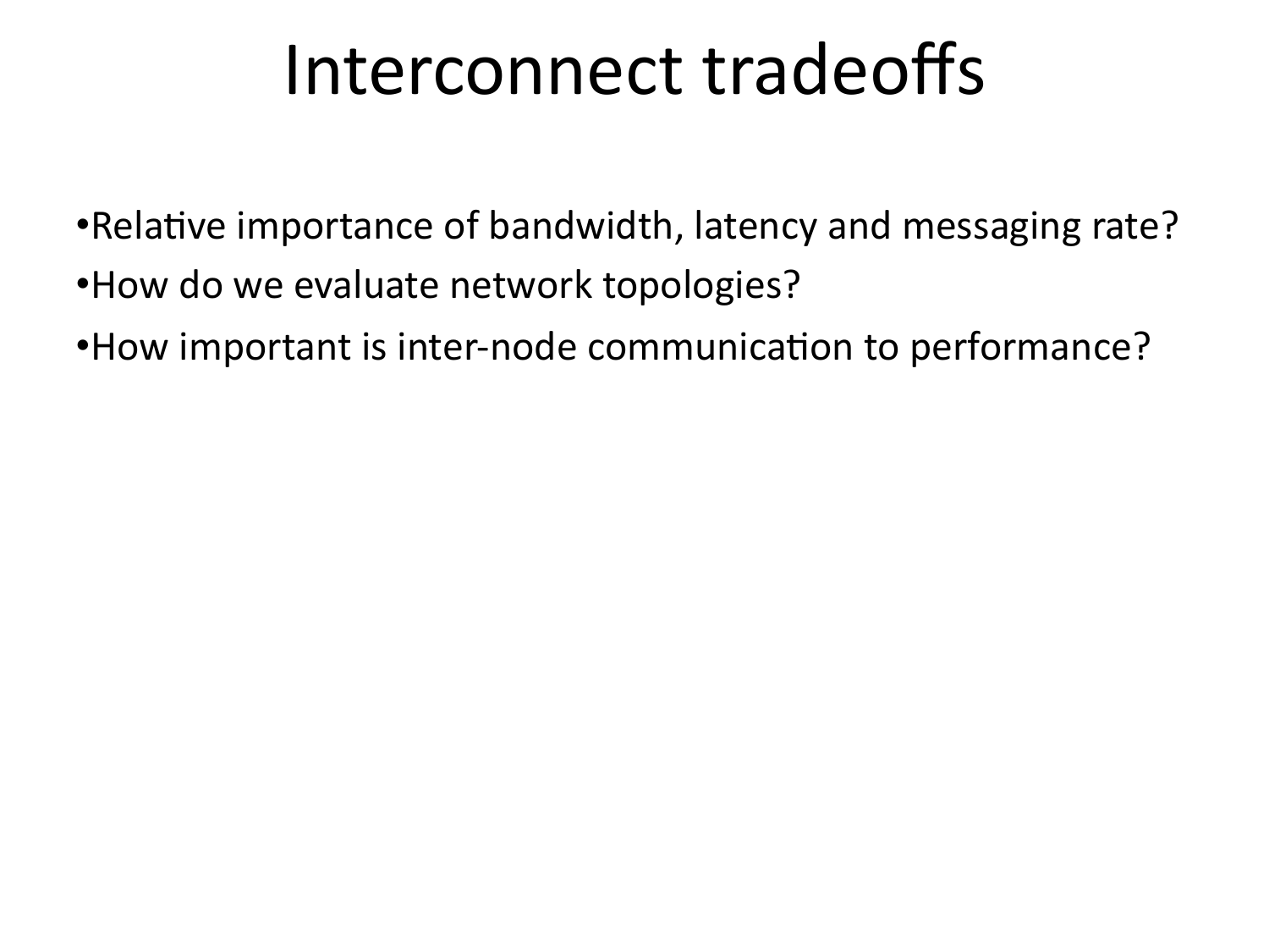# Interconnect tradeoffs

- Relative importance of bandwidth, latency and messaging rate?
- How do we evaluate network topologies?
- How important is inter-node communication to performance?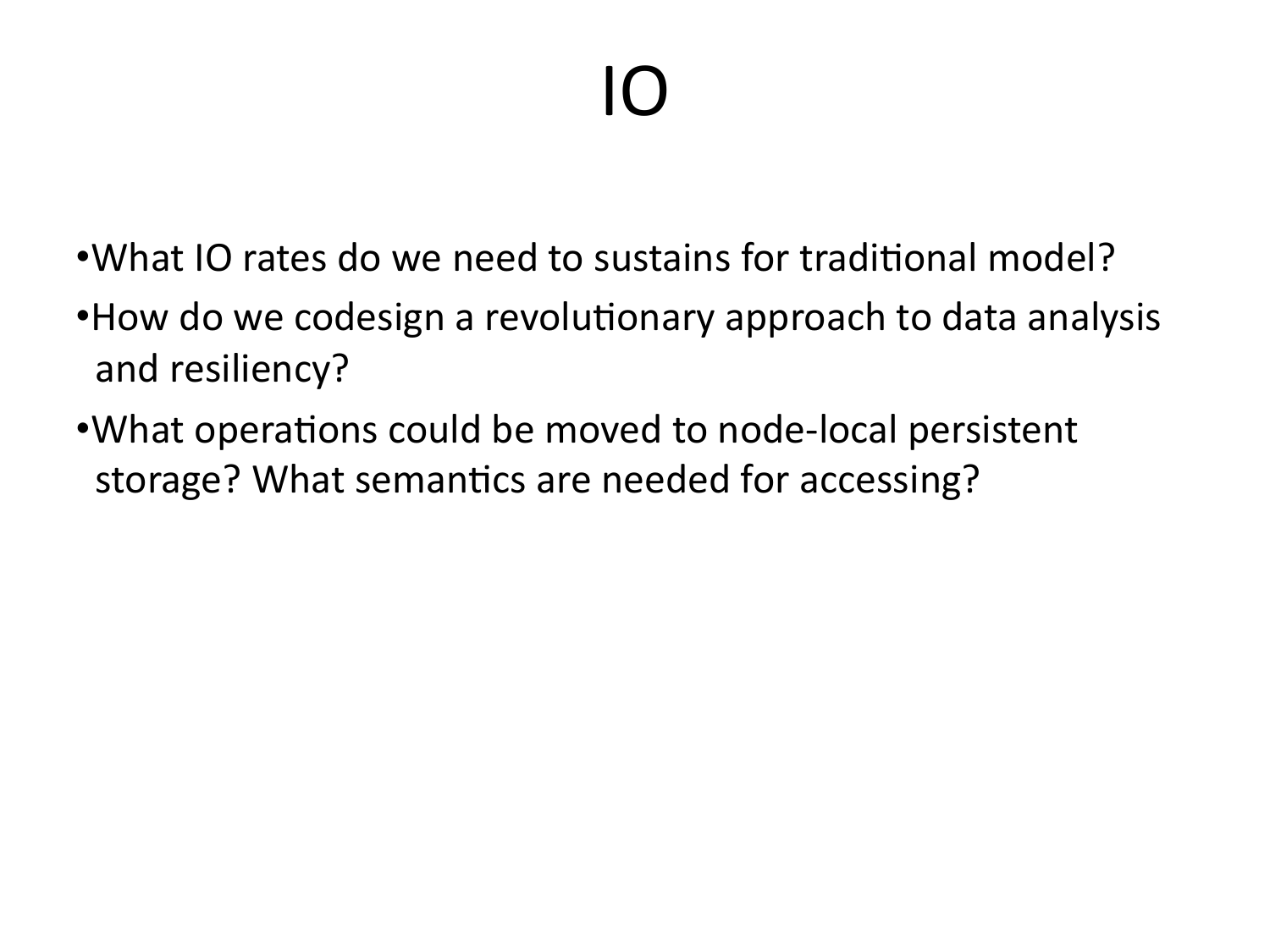# IO

- What IO rates do we need to sustains for traditional model?
- How do we codesign a revolutionary approach to data analysis and resiliency?
- What operations could be moved to node-local persistent storage? What semantics are needed for accessing?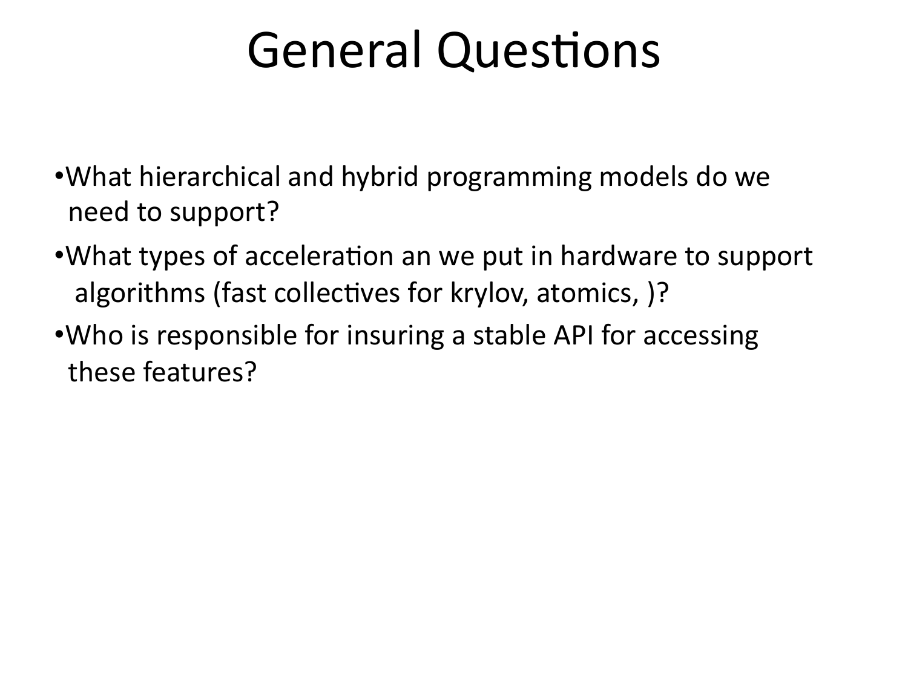# General Questions

- What hierarchical and hybrid programming models do we need to support?
- What types of acceleration an we put in hardware to support algorithms (fast collectives for krylov, atomics, )?
- Who is responsible for insuring a stable API for accessing these features?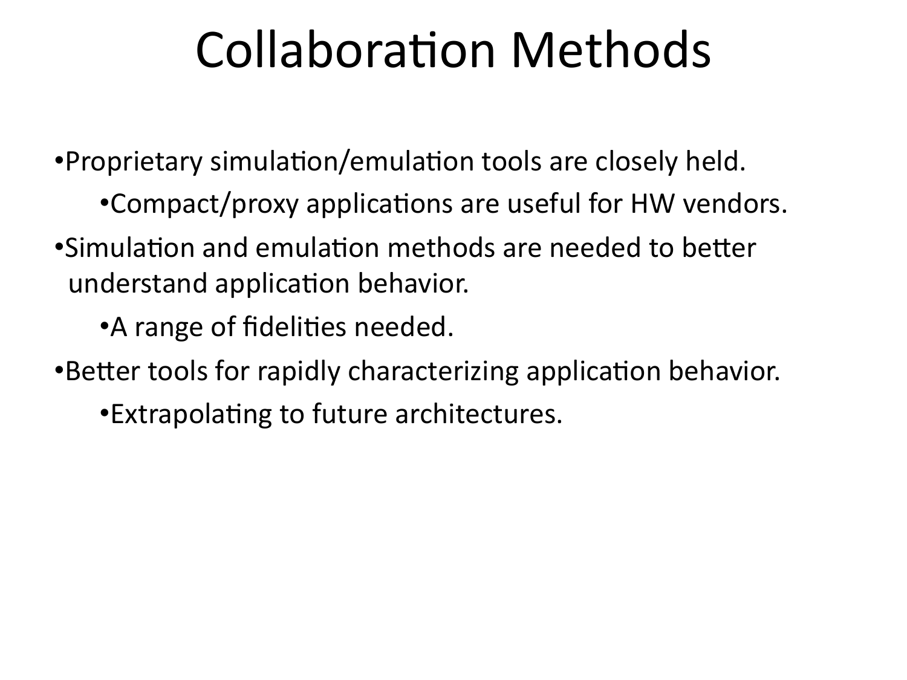# Collaboration Methods

- Proprietary simulation/emulation tools are closely held.
  - Compact/proxy applications are useful for HW vendors.
- Simulation and emulation methods are needed to better understand application behavior.
  - A range of fidelities needed.
- Better tools for rapidly characterizing application behavior.
  - Extrapolating to future architectures.